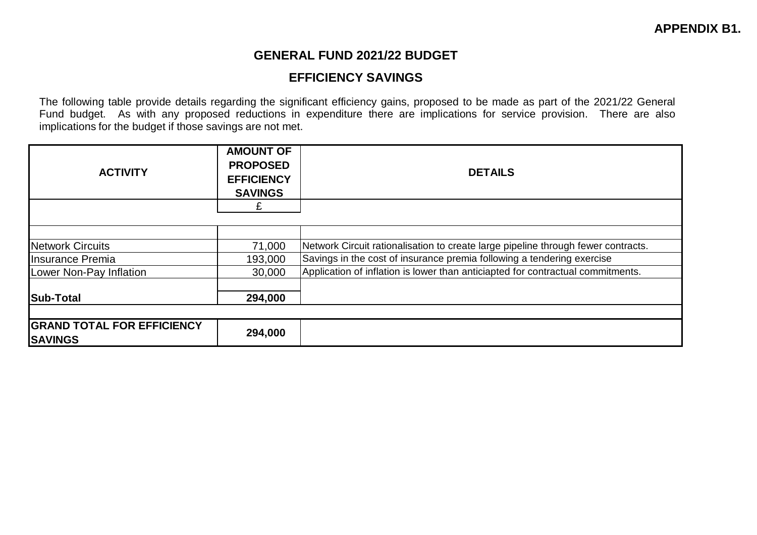**APPENDIX B1.**

## GENERAL FUND 2021/22 BUDGET

## EFFICIENCY SAVINGS

The following table provide details regarding the significant efficiency gains, proposed to be made as part of the 2021/22 General Fund budget. As with any proposed reductions in expenditure there are implications for service provision. There are also implications for the budget if those savings are not met.

| ACTIVITY | AMOUNT OF PROPOSED EFFICIENCY SAVINGS | DETAILS |
|---|---|---|
| | £ | |
| | | |
| Network Circuits | 71,000 | Network Circuit rationalisation to create large pipeline through fewer contracts. |
| Insurance Premia | 193,000 | Savings in the cost of insurance premia following a tendering exercise |
| Lower Non-Pay Inflation | 30,000 | Application of inflation is lower than anticiapted for contractual commitments. |
| **Sub-Total** | **294,000** | |
| | | |
| **GRAND TOTAL FOR EFFICIENCY SAVINGS** | **294,000** | |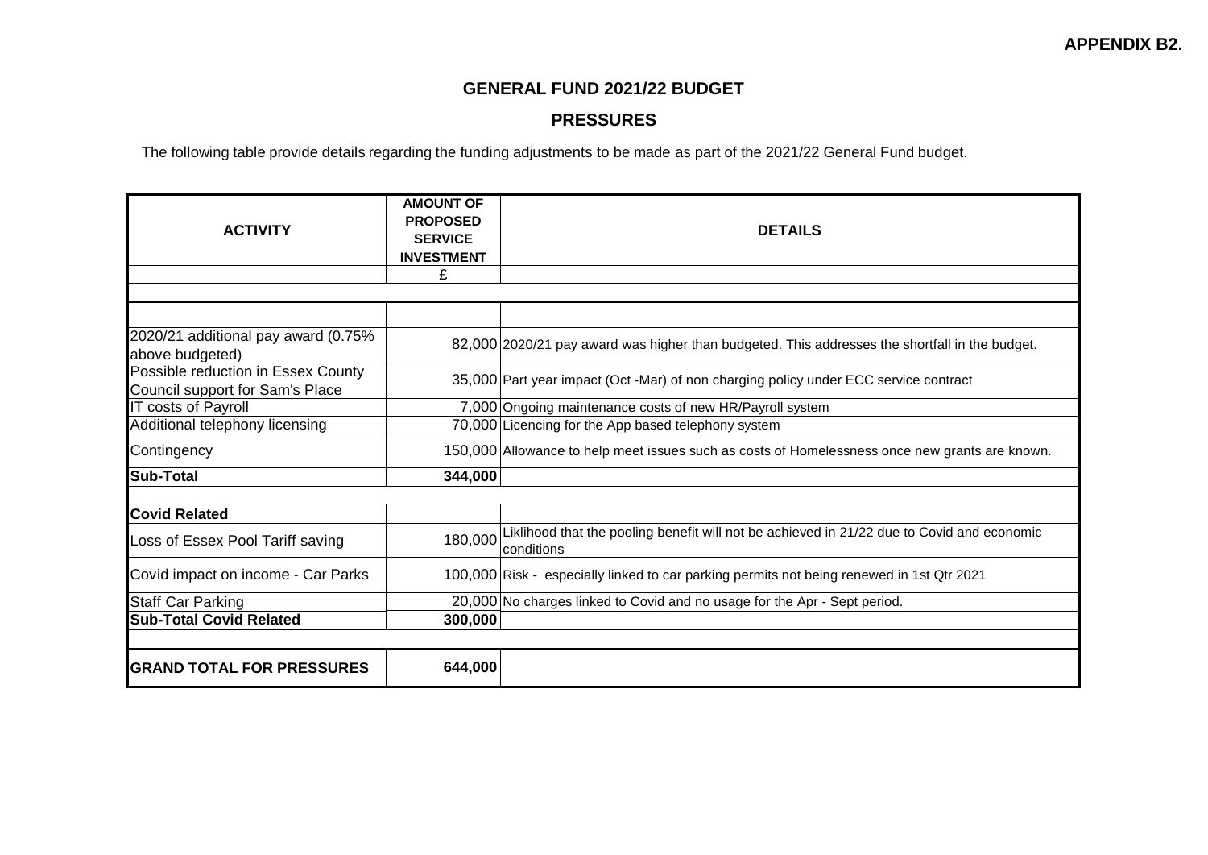**APPENDIX B2.**

## GENERAL FUND 2021/22 BUDGET

## PRESSURES

The following table provide details regarding the funding adjustments to be made as part of the 2021/22 General Fund budget.

| ACTIVITY | AMOUNT OF PROPOSED SERVICE INVESTMENT | DETAILS |
|---|---|---|
| | £ | |
| | | |
| | | |
| 2020/21 additional pay award (0.75% above budgeted) | 82,000 | 2020/21 pay award was higher than budgeted. This addresses the shortfall in the budget. |
| Possible reduction in Essex County Council support for Sam's Place | 35,000 | Part year impact (Oct -Mar) of non charging policy under ECC service contract |
| IT costs of Payroll | 7,000 | Ongoing maintenance costs of new HR/Payroll system |
| Additional telephony licensing | 70,000 | Licencing for the App based telephony system |
| Contingency | 150,000 | Allowance to help meet issues such as costs of Homelessness once new grants are known. |
| **Sub-Total** | **344,000** | |
| | | |
| **Covid Related** | | |
| Loss of Essex Pool Tariff saving | 180,000 | Liklihood that the pooling benefit will not be achieved in 21/22 due to Covid and economic conditions |
| Covid impact on income - Car Parks | 100,000 | Risk - especially linked to car parking permits not being renewed in 1st Qtr 2021 |
| Staff Car Parking | 20,000 | No charges linked to Covid and no usage for the Apr - Sept period. |
| **Sub-Total Covid Related** | **300,000** | |
| | | |
| **GRAND TOTAL FOR PRESSURES** | **644,000** | |